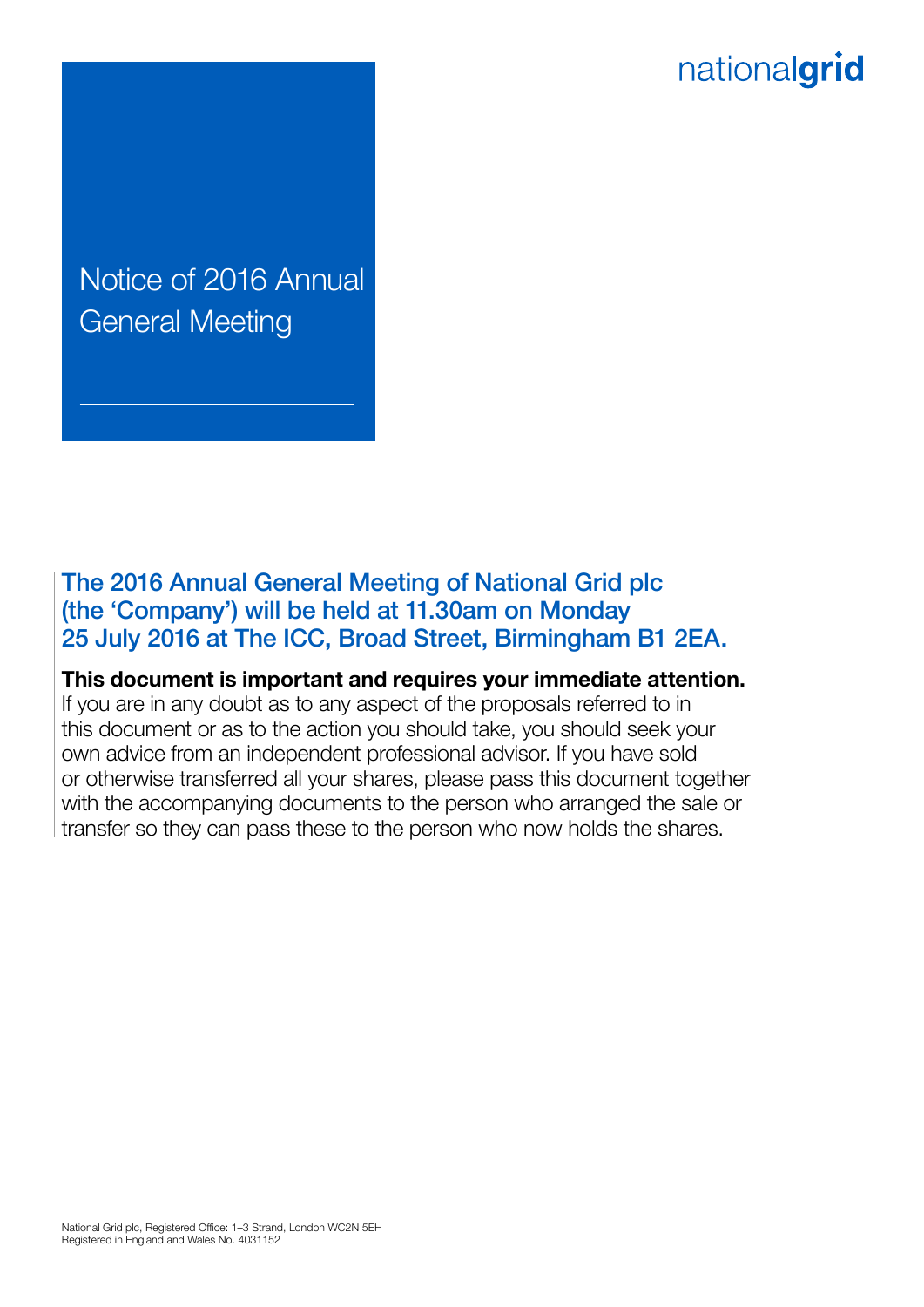nationalgrid

# Notice of 2016 Annual General Meeting

## The 2016 Annual General Meeting of National Grid plc (the 'Company') will be held at 11.30am on Monday 25 July 2016 at The ICC, Broad Street, Birmingham B1 2EA.

**This document is important and requires your immediate attention.** If you are in any doubt as to any aspect of the proposals referred to in this document or as to the action you should take, you should seek your own advice from an independent professional advisor. If you have sold or otherwise transferred all your shares, please pass this document together with the accompanying documents to the person who arranged the sale or transfer so they can pass these to the person who now holds the shares.

National Grid plc, Registered Office: 1–3 Strand, London WC2N 5EH
Registered in England and Wales No. 4031152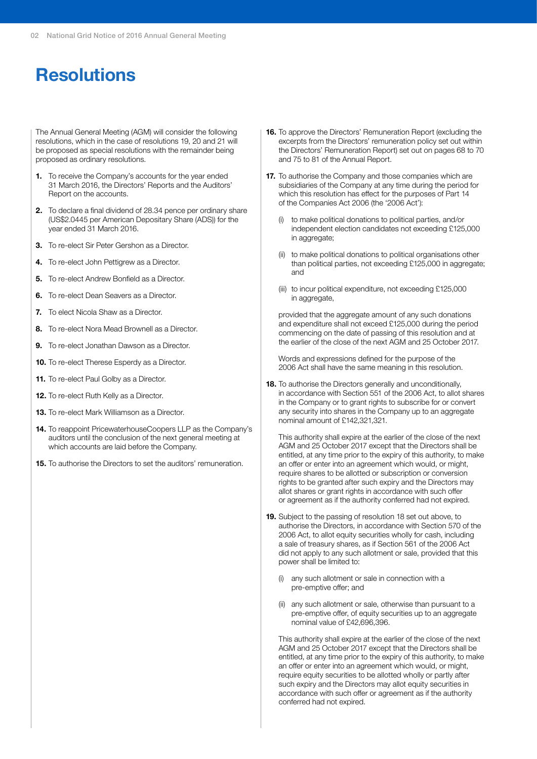# Resolutions

The Annual General Meeting (AGM) will consider the following resolutions, which in the case of resolutions 19, 20 and 21 will be proposed as special resolutions with the remainder being proposed as ordinary resolutions.

1. To receive the Company's accounts for the year ended 31 March 2016, the Directors' Reports and the Auditors' Report on the accounts.
2. To declare a final dividend of 28.34 pence per ordinary share (US$2.0445 per American Depositary Share (ADS)) for the year ended 31 March 2016.
3. To re-elect Sir Peter Gershon as a Director.
4. To re-elect John Pettigrew as a Director.
5. To re-elect Andrew Bonfield as a Director.
6. To re-elect Dean Seavers as a Director.
7. To elect Nicola Shaw as a Director.
8. To re-elect Nora Mead Brownell as a Director.
9. To re-elect Jonathan Dawson as a Director.
10. To re-elect Therese Esperdy as a Director.
11. To re-elect Paul Golby as a Director.
12. To re-elect Ruth Kelly as a Director.
13. To re-elect Mark Williamson as a Director.
14. To reappoint PricewaterhouseCoopers LLP as the Company's auditors until the conclusion of the next general meeting at which accounts are laid before the Company.
15. To authorise the Directors to set the auditors' remuneration.
16. To approve the Directors' Remuneration Report (excluding the excerpts from the Directors' remuneration policy set out within the Directors' Remuneration Report) set out on pages 68 to 70 and 75 to 81 of the Annual Report.
17. To authorise the Company and those companies which are subsidiaries of the Company at any time during the period for which this resolution has effect for the purposes of Part 14 of the Companies Act 2006 (the '2006 Act'):

    (i) to make political donations to political parties, and/or independent election candidates not exceeding £125,000 in aggregate;

    (ii) to make political donations to political organisations other than political parties, not exceeding £125,000 in aggregate; and

    (iii) to incur political expenditure, not exceeding £125,000 in aggregate,

    provided that the aggregate amount of any such donations and expenditure shall not exceed £125,000 during the period commencing on the date of passing of this resolution and at the earlier of the close of the next AGM and 25 October 2017.

    Words and expressions defined for the purpose of the 2006 Act shall have the same meaning in this resolution.
18. To authorise the Directors generally and unconditionally, in accordance with Section 551 of the 2006 Act, to allot shares in the Company or to grant rights to subscribe for or convert any security into shares in the Company up to an aggregate nominal amount of £142,321,321.

    This authority shall expire at the earlier of the close of the next AGM and 25 October 2017 except that the Directors shall be entitled, at any time prior to the expiry of this authority, to make an offer or enter into an agreement which would, or might, require shares to be allotted or subscription or conversion rights to be granted after such expiry and the Directors may allot shares or grant rights in accordance with such offer or agreement as if the authority conferred had not expired.
19. Subject to the passing of resolution 18 set out above, to authorise the Directors, in accordance with Section 570 of the 2006 Act, to allot equity securities wholly for cash, including a sale of treasury shares, as if Section 561 of the 2006 Act did not apply to any such allotment or sale, provided that this power shall be limited to:

    (i) any such allotment or sale in connection with a pre-emptive offer; and

    (ii) any such allotment or sale, otherwise than pursuant to a pre-emptive offer, of equity securities up to an aggregate nominal value of £42,696,396.

    This authority shall expire at the earlier of the close of the next AGM and 25 October 2017 except that the Directors shall be entitled, at any time prior to the expiry of this authority, to make an offer or enter into an agreement which would, or might, require equity securities to be allotted wholly or partly after such expiry and the Directors may allot equity securities in accordance with such offer or agreement as if the authority conferred had not expired.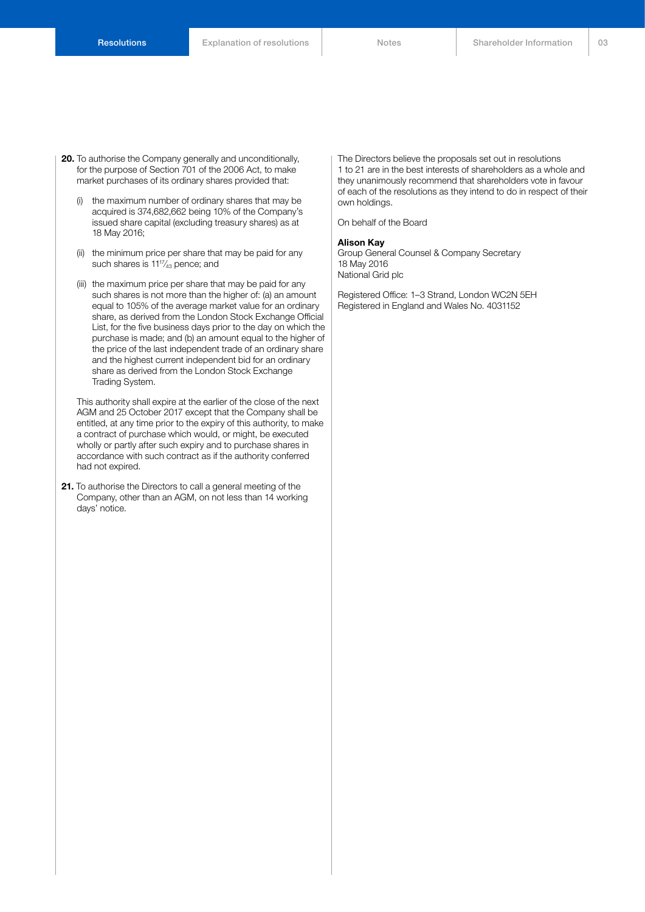**20.** To authorise the Company generally and unconditionally, for the purpose of Section 701 of the 2006 Act, to make market purchases of its ordinary shares provided that:

(i) the maximum number of ordinary shares that may be acquired is 374,682,662 being 10% of the Company's issued share capital (excluding treasury shares) as at 18 May 2016;

(ii) the minimum price per share that may be paid for any such shares is 11$^{17}/_{43}$ pence; and

(iii) the maximum price per share that may be paid for any such shares is not more than the higher of: (a) an amount equal to 105% of the average market value for an ordinary share, as derived from the London Stock Exchange Official List, for the five business days prior to the day on which the purchase is made; and (b) an amount equal to the higher of the price of the last independent trade of an ordinary share and the highest current independent bid for an ordinary share as derived from the London Stock Exchange Trading System.

This authority shall expire at the earlier of the close of the next AGM and 25 October 2017 except that the Company shall be entitled, at any time prior to the expiry of this authority, to make a contract of purchase which would, or might, be executed wholly or partly after such expiry and to purchase shares in accordance with such contract as if the authority conferred had not expired.

**21.** To authorise the Directors to call a general meeting of the Company, other than an AGM, on not less than 14 working days' notice.

The Directors believe the proposals set out in resolutions 1 to 21 are in the best interests of shareholders as a whole and they unanimously recommend that shareholders vote in favour of each of the resolutions as they intend to do in respect of their own holdings.

On behalf of the Board

**Alison Kay**
Group General Counsel & Company Secretary
18 May 2016
National Grid plc

Registered Office: 1–3 Strand, London WC2N 5EH
Registered in England and Wales No. 4031152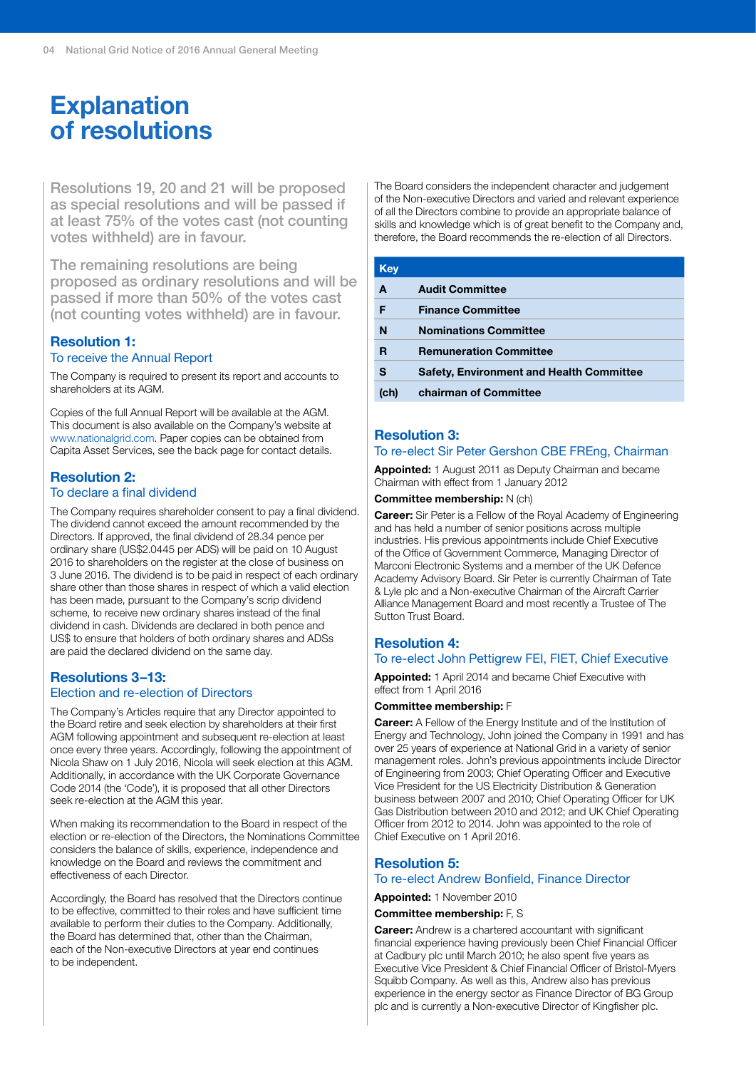# Explanation of resolutions

Resolutions 19, 20 and 21 will be proposed as special resolutions and will be passed if at least 75% of the votes cast (not counting votes withheld) are in favour.

The remaining resolutions are being proposed as ordinary resolutions and will be passed if more than 50% of the votes cast (not counting votes withheld) are in favour.

## Resolution 1:
### To receive the Annual Report

The Company is required to present its report and accounts to shareholders at its AGM.

Copies of the full Annual Report will be available at the AGM. This document is also available on the Company's website at www.nationalgrid.com. Paper copies can be obtained from Capita Asset Services, see the back page for contact details.

## Resolution 2:
### To declare a final dividend

The Company requires shareholder consent to pay a final dividend. The dividend cannot exceed the amount recommended by the Directors. If approved, the final dividend of 28.34 pence per ordinary share (US$2.0445 per ADS) will be paid on 10 August 2016 to shareholders on the register at the close of business on 3 June 2016. The dividend is to be paid in respect of each ordinary share other than those shares in respect of which a valid election has been made, pursuant to the Company's scrip dividend scheme, to receive new ordinary shares instead of the final dividend in cash. Dividends are declared in both pence and US$ to ensure that holders of both ordinary shares and ADSs are paid the declared dividend on the same day.

## Resolutions 3–13:
### Election and re-election of Directors

The Company's Articles require that any Director appointed to the Board retire and seek election by shareholders at their first AGM following appointment and subsequent re-election at least once every three years. Accordingly, following the appointment of Nicola Shaw on 1 July 2016, Nicola will seek election at this AGM. Additionally, in accordance with the UK Corporate Governance Code 2014 (the 'Code'), it is proposed that all other Directors seek re-election at the AGM this year.

When making its recommendation to the Board in respect of the election or re-election of the Directors, the Nominations Committee considers the balance of skills, experience, independence and knowledge on the Board and reviews the commitment and effectiveness of each Director.

Accordingly, the Board has resolved that the Directors continue to be effective, committed to their roles and have sufficient time available to perform their duties to the Company. Additionally, the Board has determined that, other than the Chairman, each of the Non-executive Directors at year end continues to be independent.

The Board considers the independent character and judgement of the Non-executive Directors and varied and relevant experience of all the Directors combine to provide an appropriate balance of skills and knowledge which is of great benefit to the Company and, therefore, the Board recommends the re-election of all Directors.

| Key | |
|---|---|
| A | Audit Committee |
| F | Finance Committee |
| N | Nominations Committee |
| R | Remuneration Committee |
| S | Safety, Environment and Health Committee |
| (ch) | chairman of Committee |

## Resolution 3:
### To re-elect Sir Peter Gershon CBE FREng, Chairman

**Appointed:** 1 August 2011 as Deputy Chairman and became Chairman with effect from 1 January 2012

**Committee membership:** N (ch)

**Career:** Sir Peter is a Fellow of the Royal Academy of Engineering and has held a number of senior positions across multiple industries. His previous appointments include Chief Executive of the Office of Government Commerce, Managing Director of Marconi Electronic Systems and a member of the UK Defence Academy Advisory Board. Sir Peter is currently Chairman of Tate & Lyle plc and a Non-executive Chairman of the Aircraft Carrier Alliance Management Board and most recently a Trustee of The Sutton Trust Board.

## Resolution 4:
### To re-elect John Pettigrew FEI, FIET, Chief Executive

**Appointed:** 1 April 2014 and became Chief Executive with effect from 1 April 2016

**Committee membership:** F

**Career:** A Fellow of the Energy Institute and of the Institution of Energy and Technology, John joined the Company in 1991 and has over 25 years of experience at National Grid in a variety of senior management roles. John's previous appointments include Director of Engineering from 2003; Chief Operating Officer and Executive Vice President for the US Electricity Distribution & Generation business between 2007 and 2010; Chief Operating Officer for UK Gas Distribution between 2010 and 2012; and UK Chief Operating Officer from 2012 to 2014. John was appointed to the role of Chief Executive on 1 April 2016.

## Resolution 5:
### To re-elect Andrew Bonfield, Finance Director

**Appointed:** 1 November 2010

**Committee membership:** F, S

**Career:** Andrew is a chartered accountant with significant financial experience having previously been Chief Financial Officer at Cadbury plc until March 2010; he also spent five years as Executive Vice President & Chief Financial Officer of Bristol-Myers Squibb Company. As well as this, Andrew also has previous experience in the energy sector as Finance Director of BG Group plc and is currently a Non-executive Director of Kingfisher plc.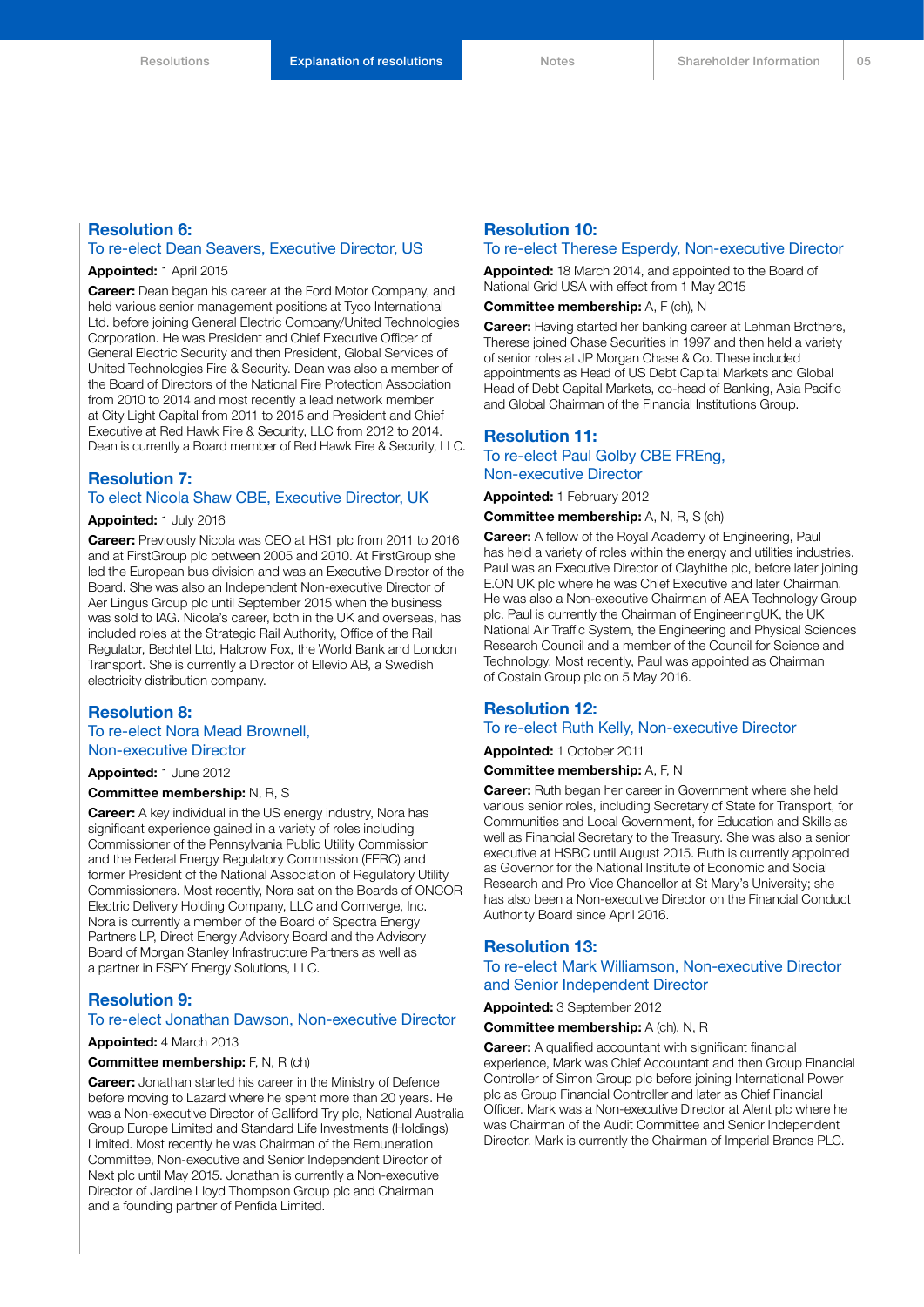## Resolution 6:

### To re-elect Dean Seavers, Executive Director, US

**Appointed:** 1 April 2015

**Career:** Dean began his career at the Ford Motor Company, and held various senior management positions at Tyco International Ltd. before joining General Electric Company/United Technologies Corporation. He was President and Chief Executive Officer of General Electric Security and then President, Global Services of United Technologies Fire & Security. Dean was also a member of the Board of Directors of the National Fire Protection Association from 2010 to 2014 and most recently a lead network member at City Light Capital from 2011 to 2015 and President and Chief Executive at Red Hawk Fire & Security, LLC from 2012 to 2014. Dean is currently a Board member of Red Hawk Fire & Security, LLC.

## Resolution 7:

### To elect Nicola Shaw CBE, Executive Director, UK

**Appointed:** 1 July 2016

**Career:** Previously Nicola was CEO at HS1 plc from 2011 to 2016 and at FirstGroup plc between 2005 and 2010. At FirstGroup she led the European bus division and was an Executive Director of the Board. She was also an Independent Non-executive Director of Aer Lingus Group plc until September 2015 when the business was sold to IAG. Nicola's career, both in the UK and overseas, has included roles at the Strategic Rail Authority, Office of the Rail Regulator, Bechtel Ltd, Halcrow Fox, the World Bank and London Transport. She is currently a Director of Ellevio AB, a Swedish electricity distribution company.

## Resolution 8:

### To re-elect Nora Mead Brownell, Non-executive Director

**Appointed:** 1 June 2012

**Committee membership:** N, R, S

**Career:** A key individual in the US energy industry, Nora has significant experience gained in a variety of roles including Commissioner of the Pennsylvania Public Utility Commission and the Federal Energy Regulatory Commission (FERC) and former President of the National Association of Regulatory Utility Commissioners. Most recently, Nora sat on the Boards of ONCOR Electric Delivery Holding Company, LLC and Comverge, Inc. Nora is currently a member of the Board of Spectra Energy Partners LP, Direct Energy Advisory Board and the Advisory Board of Morgan Stanley Infrastructure Partners as well as a partner in ESPY Energy Solutions, LLC.

## Resolution 9:

### To re-elect Jonathan Dawson, Non-executive Director

**Appointed:** 4 March 2013

**Committee membership:** F, N, R (ch)

**Career:** Jonathan started his career in the Ministry of Defence before moving to Lazard where he spent more than 20 years. He was a Non-executive Director of Galliford Try plc, National Australia Group Europe Limited and Standard Life Investments (Holdings) Limited. Most recently he was Chairman of the Remuneration Committee, Non-executive and Senior Independent Director of Next plc until May 2015. Jonathan is currently a Non-executive Director of Jardine Lloyd Thompson Group plc and Chairman and a founding partner of Penfida Limited.

## Resolution 10:

### To re-elect Therese Esperdy, Non-executive Director

**Appointed:** 18 March 2014, and appointed to the Board of National Grid USA with effect from 1 May 2015

**Committee membership:** A, F (ch), N

**Career:** Having started her banking career at Lehman Brothers, Therese joined Chase Securities in 1997 and then held a variety of senior roles at JP Morgan Chase & Co. These included appointments as Head of US Debt Capital Markets and Global Head of Debt Capital Markets, co-head of Banking, Asia Pacific and Global Chairman of the Financial Institutions Group.

## Resolution 11:

### To re-elect Paul Golby CBE FREng, Non-executive Director

**Appointed:** 1 February 2012

**Committee membership:** A, N, R, S (ch)

**Career:** A fellow of the Royal Academy of Engineering, Paul has held a variety of roles within the energy and utilities industries. Paul was an Executive Director of Clayhithe plc, before later joining E.ON UK plc where he was Chief Executive and later Chairman. He was also a Non-executive Chairman of AEA Technology Group plc. Paul is currently the Chairman of EngineeringUK, the UK National Air Traffic System, the Engineering and Physical Sciences Research Council and a member of the Council for Science and Technology. Most recently, Paul was appointed as Chairman of Costain Group plc on 5 May 2016.

## Resolution 12:

### To re-elect Ruth Kelly, Non-executive Director

**Appointed:** 1 October 2011

**Committee membership:** A, F, N

**Career:** Ruth began her career in Government where she held various senior roles, including Secretary of State for Transport, for Communities and Local Government, for Education and Skills as well as Financial Secretary to the Treasury. She was also a senior executive at HSBC until August 2015. Ruth is currently appointed as Governor for the National Institute of Economic and Social Research and Pro Vice Chancellor at St Mary's University; she has also been a Non-executive Director on the Financial Conduct Authority Board since April 2016.

## Resolution 13:

### To re-elect Mark Williamson, Non-executive Director and Senior Independent Director

**Appointed:** 3 September 2012

**Committee membership:** A (ch), N, R

**Career:** A qualified accountant with significant financial experience, Mark was Chief Accountant and then Group Financial Controller of Simon Group plc before joining International Power plc as Group Financial Controller and later as Chief Financial Officer. Mark was a Non-executive Director at Alent plc where he was Chairman of the Audit Committee and Senior Independent Director. Mark is currently the Chairman of Imperial Brands PLC.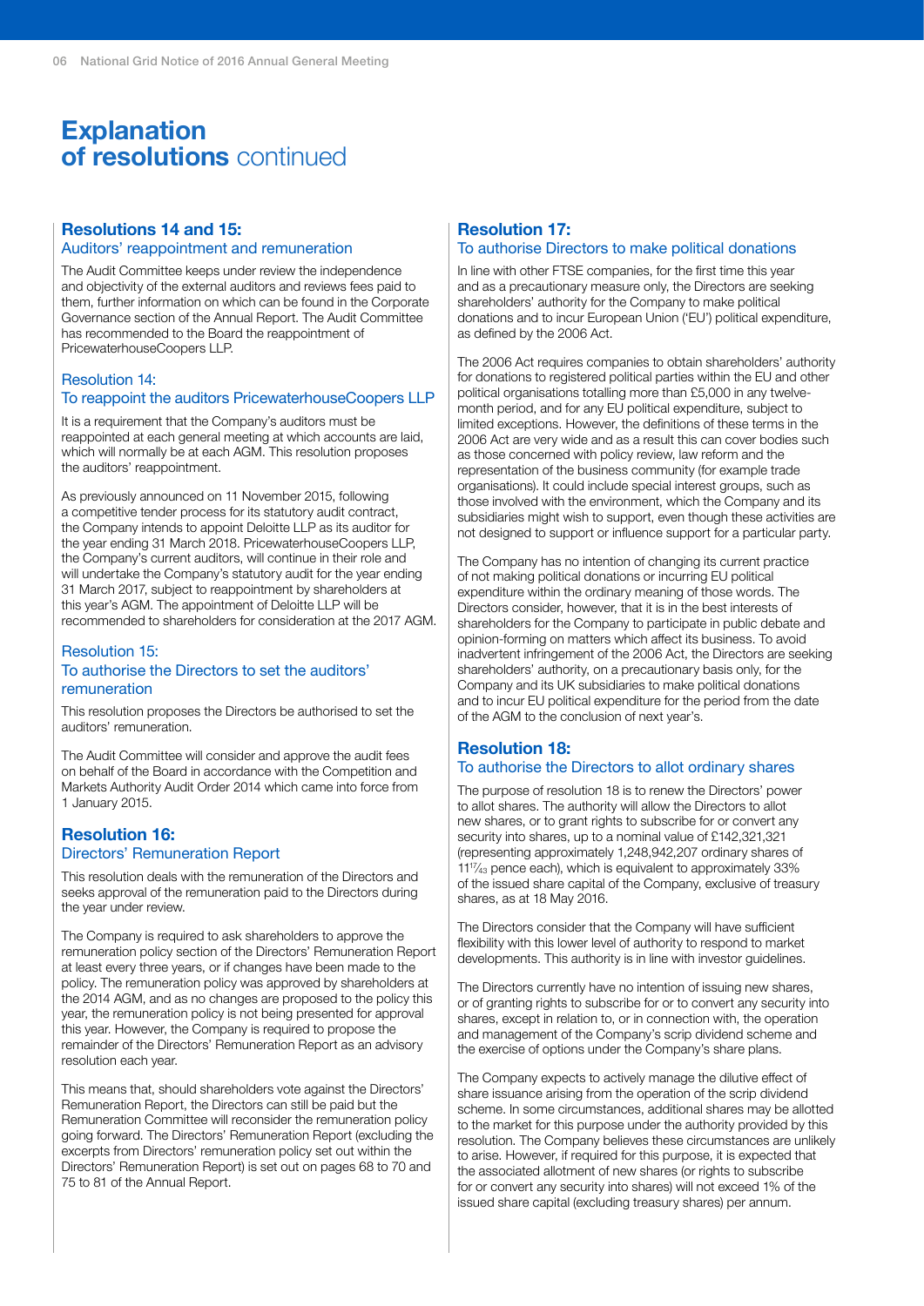# Explanation of resolutions continued

## Resolutions 14 and 15:
### Auditors' reappointment and remuneration

The Audit Committee keeps under review the independence and objectivity of the external auditors and reviews fees paid to them, further information on which can be found in the Corporate Governance section of the Annual Report. The Audit Committee has recommended to the Board the reappointment of PricewaterhouseCoopers LLP.

### Resolution 14:
### To reappoint the auditors PricewaterhouseCoopers LLP

It is a requirement that the Company's auditors must be reappointed at each general meeting at which accounts are laid, which will normally be at each AGM. This resolution proposes the auditors' reappointment.

As previously announced on 11 November 2015, following a competitive tender process for its statutory audit contract, the Company intends to appoint Deloitte LLP as its auditor for the year ending 31 March 2018. PricewaterhouseCoopers LLP, the Company's current auditors, will continue in their role and will undertake the Company's statutory audit for the year ending 31 March 2017, subject to reappointment by shareholders at this year's AGM. The appointment of Deloitte LLP will be recommended to shareholders for consideration at the 2017 AGM.

### Resolution 15:
### To authorise the Directors to set the auditors' remuneration

This resolution proposes the Directors be authorised to set the auditors' remuneration.

The Audit Committee will consider and approve the audit fees on behalf of the Board in accordance with the Competition and Markets Authority Audit Order 2014 which came into force from 1 January 2015.

## Resolution 16:
### Directors' Remuneration Report

This resolution deals with the remuneration of the Directors and seeks approval of the remuneration paid to the Directors during the year under review.

The Company is required to ask shareholders to approve the remuneration policy section of the Directors' Remuneration Report at least every three years, or if changes have been made to the policy. The remuneration policy was approved by shareholders at the 2014 AGM, and as no changes are proposed to the policy this year, the remuneration policy is not being presented for approval this year. However, the Company is required to propose the remainder of the Directors' Remuneration Report as an advisory resolution each year.

This means that, should shareholders vote against the Directors' Remuneration Report, the Directors can still be paid but the Remuneration Committee will reconsider the remuneration policy going forward. The Directors' Remuneration Report (excluding the excerpts from Directors' remuneration policy set out within the Directors' Remuneration Report) is set out on pages 68 to 70 and 75 to 81 of the Annual Report.

## Resolution 17:
### To authorise Directors to make political donations

In line with other FTSE companies, for the first time this year and as a precautionary measure only, the Directors are seeking shareholders' authority for the Company to make political donations and to incur European Union ('EU') political expenditure, as defined by the 2006 Act.

The 2006 Act requires companies to obtain shareholders' authority for donations to registered political parties within the EU and other political organisations totalling more than £5,000 in any twelve-month period, and for any EU political expenditure, subject to limited exceptions. However, the definitions of these terms in the 2006 Act are very wide and as a result this can cover bodies such as those concerned with policy review, law reform and the representation of the business community (for example trade organisations). It could include special interest groups, such as those involved with the environment, which the Company and its subsidiaries might wish to support, even though these activities are not designed to support or influence support for a particular party.

The Company has no intention of changing its current practice of not making political donations or incurring EU political expenditure within the ordinary meaning of those words. The Directors consider, however, that it is in the best interests of shareholders for the Company to participate in public debate and opinion-forming on matters which affect its business. To avoid inadvertent infringement of the 2006 Act, the Directors are seeking shareholders' authority, on a precautionary basis only, for the Company and its UK subsidiaries to make political donations and to incur EU political expenditure for the period from the date of the AGM to the conclusion of next year's.

## Resolution 18:
### To authorise the Directors to allot ordinary shares

The purpose of resolution 18 is to renew the Directors' power to allot shares. The authority will allow the Directors to allot new shares, or to grant rights to subscribe for or convert any security into shares, up to a nominal value of £142,321,321 (representing approximately 1,248,942,207 ordinary shares of 11 17/43 pence each), which is equivalent to approximately 33% of the issued share capital of the Company, exclusive of treasury shares, as at 18 May 2016.

The Directors consider that the Company will have sufficient flexibility with this lower level of authority to respond to market developments. This authority is in line with investor guidelines.

The Directors currently have no intention of issuing new shares, or of granting rights to subscribe for or to convert any security into shares, except in relation to, or in connection with, the operation and management of the Company's scrip dividend scheme and the exercise of options under the Company's share plans.

The Company expects to actively manage the dilutive effect of share issuance arising from the operation of the scrip dividend scheme. In some circumstances, additional shares may be allotted to the market for this purpose under the authority provided by this resolution. The Company believes these circumstances are unlikely to arise. However, if required for this purpose, it is expected that the associated allotment of new shares (or rights to subscribe for or convert any security into shares) will not exceed 1% of the issued share capital (excluding treasury shares) per annum.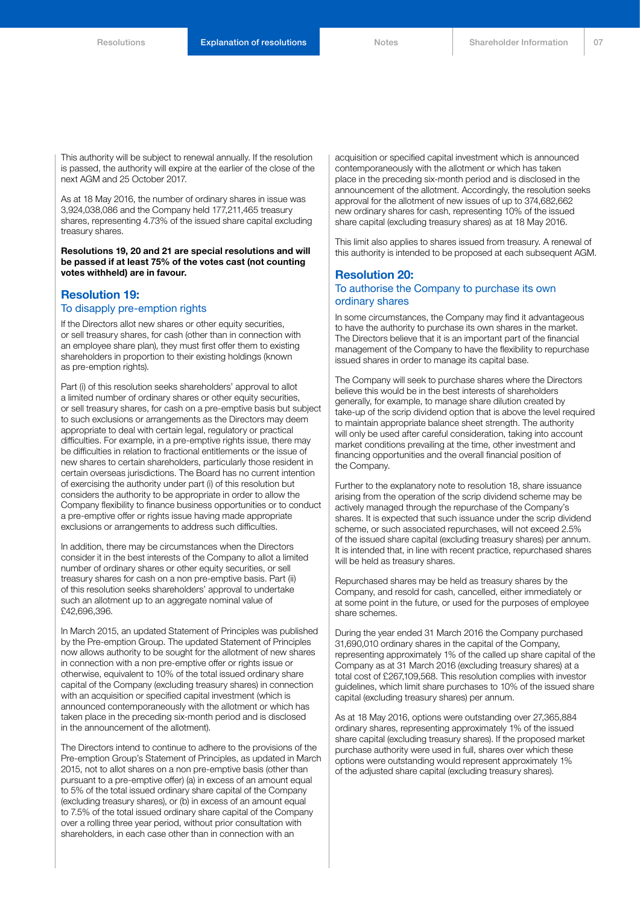This authority will be subject to renewal annually. If the resolution is passed, the authority will expire at the earlier of the close of the next AGM and 25 October 2017.

As at 18 May 2016, the number of ordinary shares in issue was 3,924,038,086 and the Company held 177,211,465 treasury shares, representing 4.73% of the issued share capital excluding treasury shares.

**Resolutions 19, 20 and 21 are special resolutions and will be passed if at least 75% of the votes cast (not counting votes withheld) are in favour.**

## Resolution 19:

### To disapply pre-emption rights

If the Directors allot new shares or other equity securities, or sell treasury shares, for cash (other than in connection with an employee share plan), they must first offer them to existing shareholders in proportion to their existing holdings (known as pre-emption rights).

Part (i) of this resolution seeks shareholders' approval to allot a limited number of ordinary shares or other equity securities, or sell treasury shares, for cash on a pre-emptive basis but subject to such exclusions or arrangements as the Directors may deem appropriate to deal with certain legal, regulatory or practical difficulties. For example, in a pre-emptive rights issue, there may be difficulties in relation to fractional entitlements or the issue of new shares to certain shareholders, particularly those resident in certain overseas jurisdictions. The Board has no current intention of exercising the authority under part (i) of this resolution but considers the authority to be appropriate in order to allow the Company flexibility to finance business opportunities or to conduct a pre-emptive offer or rights issue having made appropriate exclusions or arrangements to address such difficulties.

In addition, there may be circumstances when the Directors consider it in the best interests of the Company to allot a limited number of ordinary shares or other equity securities, or sell treasury shares for cash on a non pre-emptive basis. Part (ii) of this resolution seeks shareholders' approval to undertake such an allotment up to an aggregate nominal value of £42,696,396.

In March 2015, an updated Statement of Principles was published by the Pre-emption Group. The updated Statement of Principles now allows authority to be sought for the allotment of new shares in connection with a non pre-emptive offer or rights issue or otherwise, equivalent to 10% of the total issued ordinary share capital of the Company (excluding treasury shares) in connection with an acquisition or specified capital investment (which is announced contemporaneously with the allotment or which has taken place in the preceding six-month period and is disclosed in the announcement of the allotment).

The Directors intend to continue to adhere to the provisions of the Pre-emption Group's Statement of Principles, as updated in March 2015, not to allot shares on a non pre-emptive basis (other than pursuant to a pre-emptive offer) (a) in excess of an amount equal to 5% of the total issued ordinary share capital of the Company (excluding treasury shares), or (b) in excess of an amount equal to 7.5% of the total issued ordinary share capital of the Company over a rolling three year period, without prior consultation with shareholders, in each case other than in connection with an acquisition or specified capital investment which is announced contemporaneously with the allotment or which has taken place in the preceding six-month period and is disclosed in the announcement of the allotment. Accordingly, the resolution seeks approval for the allotment of new issues of up to 374,682,662 new ordinary shares for cash, representing 10% of the issued share capital (excluding treasury shares) as at 18 May 2016.

This limit also applies to shares issued from treasury. A renewal of this authority is intended to be proposed at each subsequent AGM.

## Resolution 20:

### To authorise the Company to purchase its own ordinary shares

In some circumstances, the Company may find it advantageous to have the authority to purchase its own shares in the market. The Directors believe that it is an important part of the financial management of the Company to have the flexibility to repurchase issued shares in order to manage its capital base.

The Company will seek to purchase shares where the Directors believe this would be in the best interests of shareholders generally, for example, to manage share dilution created by take-up of the scrip dividend option that is above the level required to maintain appropriate balance sheet strength. The authority will only be used after careful consideration, taking into account market conditions prevailing at the time, other investment and financing opportunities and the overall financial position of the Company.

Further to the explanatory note to resolution 18, share issuance arising from the operation of the scrip dividend scheme may be actively managed through the repurchase of the Company's shares. It is expected that such issuance under the scrip dividend scheme, or such associated repurchases, will not exceed 2.5% of the issued share capital (excluding treasury shares) per annum. It is intended that, in line with recent practice, repurchased shares will be held as treasury shares.

Repurchased shares may be held as treasury shares by the Company, and resold for cash, cancelled, either immediately or at some point in the future, or used for the purposes of employee share schemes.

During the year ended 31 March 2016 the Company purchased 31,690,010 ordinary shares in the capital of the Company, representing approximately 1% of the called up share capital of the Company as at 31 March 2016 (excluding treasury shares) at a total cost of £267,109,568. This resolution complies with investor guidelines, which limit share purchases to 10% of the issued share capital (excluding treasury shares) per annum.

As at 18 May 2016, options were outstanding over 27,365,884 ordinary shares, representing approximately 1% of the issued share capital (excluding treasury shares). If the proposed market purchase authority were used in full, shares over which these options were outstanding would represent approximately 1% of the adjusted share capital (excluding treasury shares).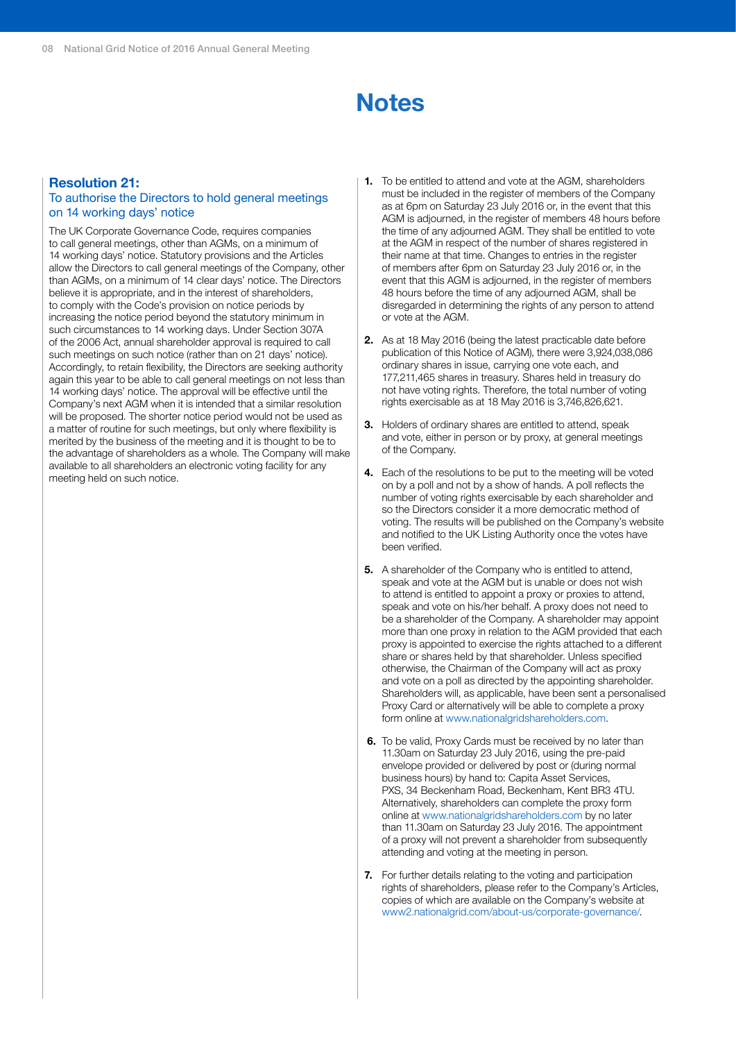# Notes

## Resolution 21:

### To authorise the Directors to hold general meetings on 14 working days' notice

The UK Corporate Governance Code, requires companies to call general meetings, other than AGMs, on a minimum of 14 working days' notice. Statutory provisions and the Articles allow the Directors to call general meetings of the Company, other than AGMs, on a minimum of 14 clear days' notice. The Directors believe it is appropriate, and in the interest of shareholders, to comply with the Code's provision on notice periods by increasing the notice period beyond the statutory minimum in such circumstances to 14 working days. Under Section 307A of the 2006 Act, annual shareholder approval is required to call such meetings on such notice (rather than on 21 days' notice). Accordingly, to retain flexibility, the Directors are seeking authority again this year to be able to call general meetings on not less than 14 working days' notice. The approval will be effective until the Company's next AGM when it is intended that a similar resolution will be proposed. The shorter notice period would not be used as a matter of routine for such meetings, but only where flexibility is merited by the business of the meeting and it is thought to be to the advantage of shareholders as a whole. The Company will make available to all shareholders an electronic voting facility for any meeting held on such notice.

1. To be entitled to attend and vote at the AGM, shareholders must be included in the register of members of the Company as at 6pm on Saturday 23 July 2016 or, in the event that this AGM is adjourned, in the register of members 48 hours before the time of any adjourned AGM. They shall be entitled to vote at the AGM in respect of the number of shares registered in their name at that time. Changes to entries in the register of members after 6pm on Saturday 23 July 2016 or, in the event that this AGM is adjourned, in the register of members 48 hours before the time of any adjourned AGM, shall be disregarded in determining the rights of any person to attend or vote at the AGM.

2. As at 18 May 2016 (being the latest practicable date before publication of this Notice of AGM), there were 3,924,038,086 ordinary shares in issue, carrying one vote each, and 177,211,465 shares in treasury. Shares held in treasury do not have voting rights. Therefore, the total number of voting rights exercisable as at 18 May 2016 is 3,746,826,621.

3. Holders of ordinary shares are entitled to attend, speak and vote, either in person or by proxy, at general meetings of the Company.

4. Each of the resolutions to be put to the meeting will be voted on by a poll and not by a show of hands. A poll reflects the number of voting rights exercisable by each shareholder and so the Directors consider it a more democratic method of voting. The results will be published on the Company's website and notified to the UK Listing Authority once the votes have been verified.

5. A shareholder of the Company who is entitled to attend, speak and vote at the AGM but is unable or does not wish to attend is entitled to appoint a proxy or proxies to attend, speak and vote on his/her behalf. A proxy does not need to be a shareholder of the Company. A shareholder may appoint more than one proxy in relation to the AGM provided that each proxy is appointed to exercise the rights attached to a different share or shares held by that shareholder. Unless specified otherwise, the Chairman of the Company will act as proxy and vote on a poll as directed by the appointing shareholder. Shareholders will, as applicable, have been sent a personalised Proxy Card or alternatively will be able to complete a proxy form online at www.nationalgridshareholders.com.

6. To be valid, Proxy Cards must be received by no later than 11.30am on Saturday 23 July 2016, using the pre-paid envelope provided or delivered by post or (during normal business hours) by hand to: Capita Asset Services, PXS, 34 Beckenham Road, Beckenham, Kent BR3 4TU. Alternatively, shareholders can complete the proxy form online at www.nationalgridshareholders.com by no later than 11.30am on Saturday 23 July 2016. The appointment of a proxy will not prevent a shareholder from subsequently attending and voting at the meeting in person.

7. For further details relating to the voting and participation rights of shareholders, please refer to the Company's Articles, copies of which are available on the Company's website at www2.nationalgrid.com/about-us/corporate-governance/.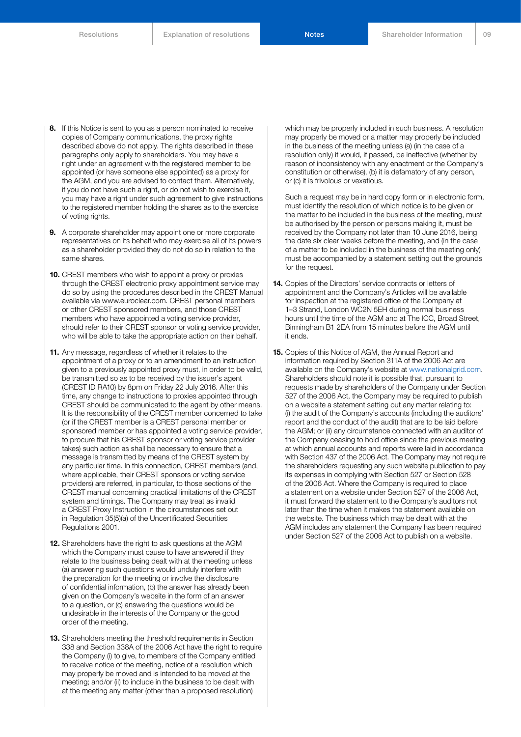8. If this Notice is sent to you as a person nominated to receive copies of Company communications, the proxy rights described above do not apply. The rights described in these paragraphs only apply to shareholders. You may have a right under an agreement with the registered member to be appointed (or have someone else appointed) as a proxy for the AGM, and you are advised to contact them. Alternatively, if you do not have such a right, or do not wish to exercise it, you may have a right under such agreement to give instructions to the registered member holding the shares as to the exercise of voting rights.

9. A corporate shareholder may appoint one or more corporate representatives on its behalf who may exercise all of its powers as a shareholder provided they do not do so in relation to the same shares.

10. CREST members who wish to appoint a proxy or proxies through the CREST electronic proxy appointment service may do so by using the procedures described in the CREST Manual available via www.euroclear.com. CREST personal members or other CREST sponsored members, and those CREST members who have appointed a voting service provider, should refer to their CREST sponsor or voting service provider, who will be able to take the appropriate action on their behalf.

11. Any message, regardless of whether it relates to the appointment of a proxy or to an amendment to an instruction given to a previously appointed proxy must, in order to be valid, be transmitted so as to be received by the issuer's agent (CREST ID RA10) by 8pm on Friday 22 July 2016. After this time, any change to instructions to proxies appointed through CREST should be communicated to the agent by other means. It is the responsibility of the CREST member concerned to take (or if the CREST member is a CREST personal member or sponsored member or has appointed a voting service provider, to procure that his CREST sponsor or voting service provider takes) such action as shall be necessary to ensure that a message is transmitted by means of the CREST system by any particular time. In this connection, CREST members (and, where applicable, their CREST sponsors or voting service providers) are referred, in particular, to those sections of the CREST manual concerning practical limitations of the CREST system and timings. The Company may treat as invalid a CREST Proxy Instruction in the circumstances set out in Regulation 35(5)(a) of the Uncertificated Securities Regulations 2001.

12. Shareholders have the right to ask questions at the AGM which the Company must cause to have answered if they relate to the business being dealt with at the meeting unless (a) answering such questions would unduly interfere with the preparation for the meeting or involve the disclosure of confidential information, (b) the answer has already been given on the Company's website in the form of an answer to a question, or (c) answering the questions would be undesirable in the interests of the Company or the good order of the meeting.

13. Shareholders meeting the threshold requirements in Section 338 and Section 338A of the 2006 Act have the right to require the Company (i) to give, to members of the Company entitled to receive notice of the meeting, notice of a resolution which may properly be moved and is intended to be moved at the meeting; and/or (ii) to include in the business to be dealt with at the meeting any matter (other than a proposed resolution) which may be properly included in such business. A resolution may properly be moved or a matter may properly be included in the business of the meeting unless (a) (in the case of a resolution only) it would, if passed, be ineffective (whether by reason of inconsistency with any enactment or the Company's constitution or otherwise), (b) it is defamatory of any person, or (c) it is frivolous or vexatious.

    Such a request may be in hard copy form or in electronic form, must identify the resolution of which notice is to be given or the matter to be included in the business of the meeting, must be authorised by the person or persons making it, must be received by the Company not later than 10 June 2016, being the date six clear weeks before the meeting, and (in the case of a matter to be included in the business of the meeting only) must be accompanied by a statement setting out the grounds for the request.

14. Copies of the Directors' service contracts or letters of appointment and the Company's Articles will be available for inspection at the registered office of the Company at 1–3 Strand, London WC2N 5EH during normal business hours until the time of the AGM and at The ICC, Broad Street, Birmingham B1 2EA from 15 minutes before the AGM until it ends.

15. Copies of this Notice of AGM, the Annual Report and information required by Section 311A of the 2006 Act are available on the Company's website at www.nationalgrid.com. Shareholders should note it is possible that, pursuant to requests made by shareholders of the Company under Section 527 of the 2006 Act, the Company may be required to publish on a website a statement setting out any matter relating to: (i) the audit of the Company's accounts (including the auditors' report and the conduct of the audit) that are to be laid before the AGM; or (ii) any circumstance connected with an auditor of the Company ceasing to hold office since the previous meeting at which annual accounts and reports were laid in accordance with Section 437 of the 2006 Act. The Company may not require the shareholders requesting any such website publication to pay its expenses in complying with Section 527 or Section 528 of the 2006 Act. Where the Company is required to place a statement on a website under Section 527 of the 2006 Act, it must forward the statement to the Company's auditors not later than the time when it makes the statement available on the website. The business which may be dealt with at the AGM includes any statement the Company has been required under Section 527 of the 2006 Act to publish on a website.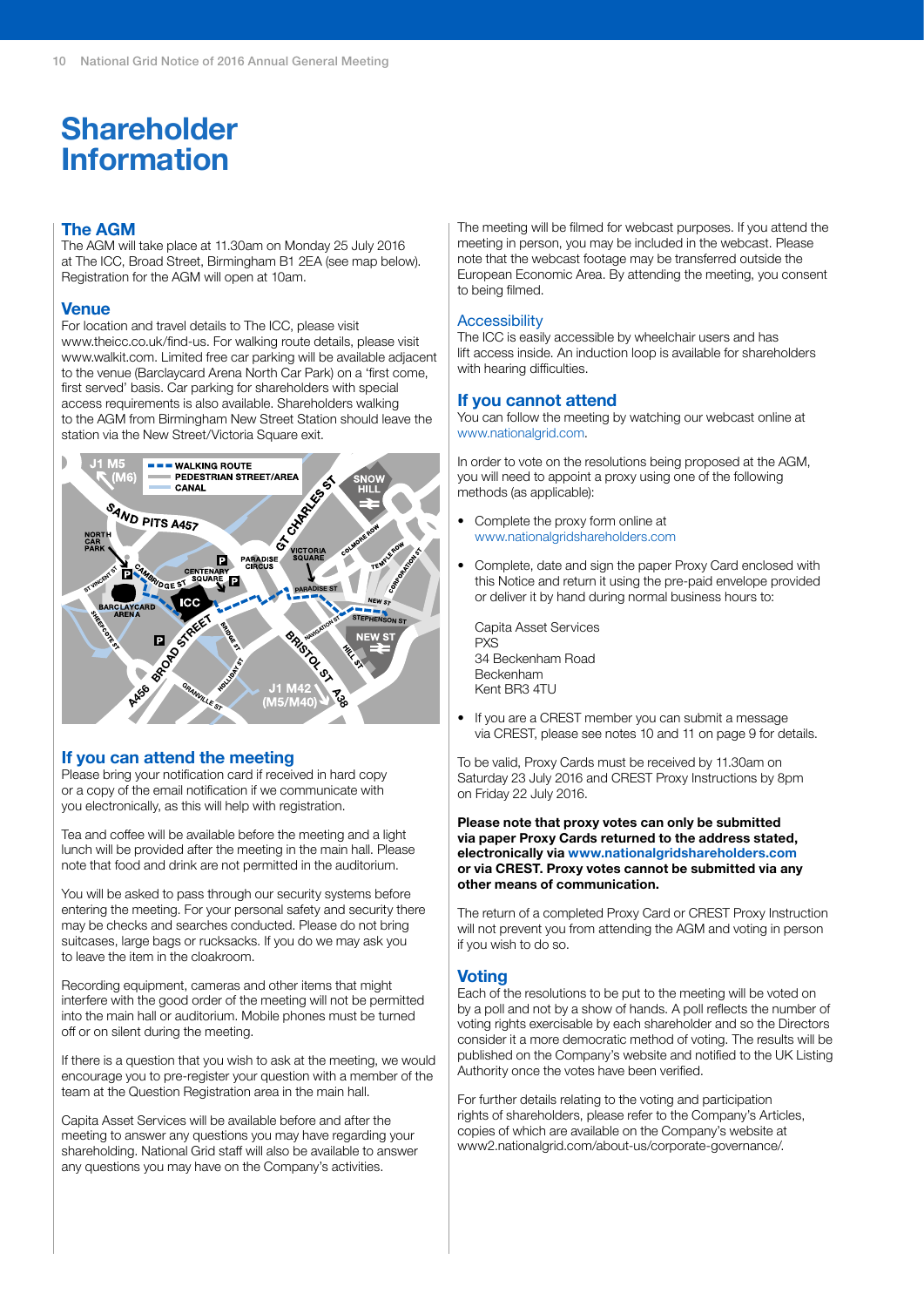# Shareholder Information

## The AGM

The AGM will take place at 11.30am on Monday 25 July 2016 at The ICC, Broad Street, Birmingham B1 2EA (see map below). Registration for the AGM will open at 10am.

## Venue

For location and travel details to The ICC, please visit www.theicc.co.uk/find-us. For walking route details, please visit www.walkit.com. Limited free car parking will be available adjacent to the venue (Barclaycard Arena North Car Park) on a 'first come, first served' basis. Car parking for shareholders with special access requirements is also available. Shareholders walking to the AGM from Birmingham New Street Station should leave the station via the New Street/Victoria Square exit.

## If you can attend the meeting

Please bring your notification card if received in hard copy or a copy of the email notification if we communicate with you electronically, as this will help with registration.

Tea and coffee will be available before the meeting and a light lunch will be provided after the meeting in the main hall. Please note that food and drink are not permitted in the auditorium.

You will be asked to pass through our security systems before entering the meeting. For your personal safety and security there may be checks and searches conducted. Please do not bring suitcases, large bags or rucksacks. If you do we may ask you to leave the item in the cloakroom.

Recording equipment, cameras and other items that might interfere with the good order of the meeting will not be permitted into the main hall or auditorium. Mobile phones must be turned off or on silent during the meeting.

If there is a question that you wish to ask at the meeting, we would encourage you to pre-register your question with a member of the team at the Question Registration area in the main hall.

Capita Asset Services will be available before and after the meeting to answer any questions you may have regarding your shareholding. National Grid staff will also be available to answer any questions you may have on the Company's activities.

The meeting will be filmed for webcast purposes. If you attend the meeting in person, you may be included in the webcast. Please note that the webcast footage may be transferred outside the European Economic Area. By attending the meeting, you consent to being filmed.

### Accessibility

The ICC is easily accessible by wheelchair users and has lift access inside. An induction loop is available for shareholders with hearing difficulties.

## If you cannot attend

You can follow the meeting by watching our webcast online at www.nationalgrid.com.

In order to vote on the resolutions being proposed at the AGM, you will need to appoint a proxy using one of the following methods (as applicable):

- Complete the proxy form online at www.nationalgridshareholders.com
- Complete, date and sign the paper Proxy Card enclosed with this Notice and return it using the pre-paid envelope provided or deliver it by hand during normal business hours to:

  Capita Asset Services
  PXS
  34 Beckenham Road
  Beckenham
  Kent BR3 4TU

- If you are a CREST member you can submit a message via CREST, please see notes 10 and 11 on page 9 for details.

To be valid, Proxy Cards must be received by 11.30am on Saturday 23 July 2016 and CREST Proxy Instructions by 8pm on Friday 22 July 2016.

**Please note that proxy votes can only be submitted via paper Proxy Cards returned to the address stated, electronically via www.nationalgridshareholders.com or via CREST. Proxy votes cannot be submitted via any other means of communication.**

The return of a completed Proxy Card or CREST Proxy Instruction will not prevent you from attending the AGM and voting in person if you wish to do so.

## Voting

Each of the resolutions to be put to the meeting will be voted on by a poll and not by a show of hands. A poll reflects the number of voting rights exercisable by each shareholder and so the Directors consider it a more democratic method of voting. The results will be published on the Company's website and notified to the UK Listing Authority once the votes have been verified.

For further details relating to the voting and participation rights of shareholders, please refer to the Company's Articles, copies of which are available on the Company's website at www2.nationalgrid.com/about-us/corporate-governance/.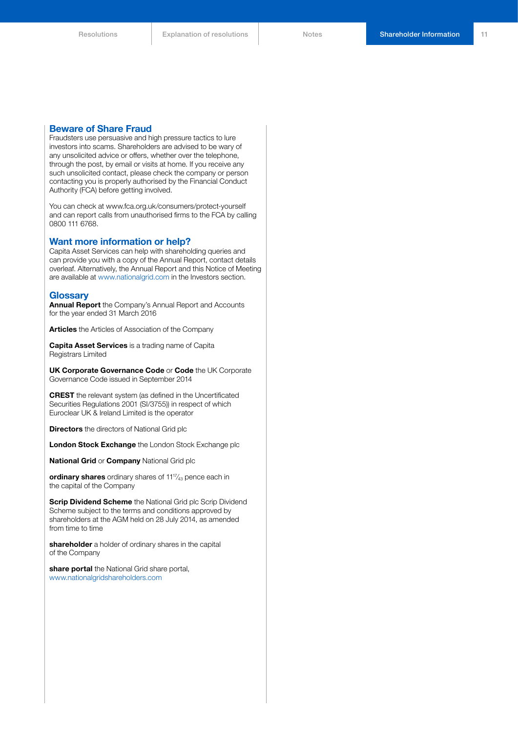## Beware of Share Fraud

Fraudsters use persuasive and high pressure tactics to lure investors into scams. Shareholders are advised to be wary of any unsolicited advice or offers, whether over the telephone, through the post, by email or visits at home. If you receive any such unsolicited contact, please check the company or person contacting you is properly authorised by the Financial Conduct Authority (FCA) before getting involved.

You can check at www.fca.org.uk/consumers/protect-yourself and can report calls from unauthorised firms to the FCA by calling 0800 111 6768.

## Want more information or help?

Capita Asset Services can help with shareholding queries and can provide you with a copy of the Annual Report, contact details overleaf. Alternatively, the Annual Report and this Notice of Meeting are available at www.nationalgrid.com in the Investors section.

## Glossary

**Annual Report** the Company's Annual Report and Accounts for the year ended 31 March 2016

**Articles** the Articles of Association of the Company

**Capita Asset Services** is a trading name of Capita Registrars Limited

**UK Corporate Governance Code** or **Code** the UK Corporate Governance Code issued in September 2014

**CREST** the relevant system (as defined in the Uncertificated Securities Regulations 2001 (SI/3755)) in respect of which Euroclear UK & Ireland Limited is the operator

**Directors** the directors of National Grid plc

**London Stock Exchange** the London Stock Exchange plc

**National Grid** or **Company** National Grid plc

**ordinary shares** ordinary shares of $11\frac{17}{43}$ pence each in the capital of the Company

**Scrip Dividend Scheme** the National Grid plc Scrip Dividend Scheme subject to the terms and conditions approved by shareholders at the AGM held on 28 July 2014, as amended from time to time

**shareholder** a holder of ordinary shares in the capital of the Company

**share portal** the National Grid share portal, www.nationalgridshareholders.com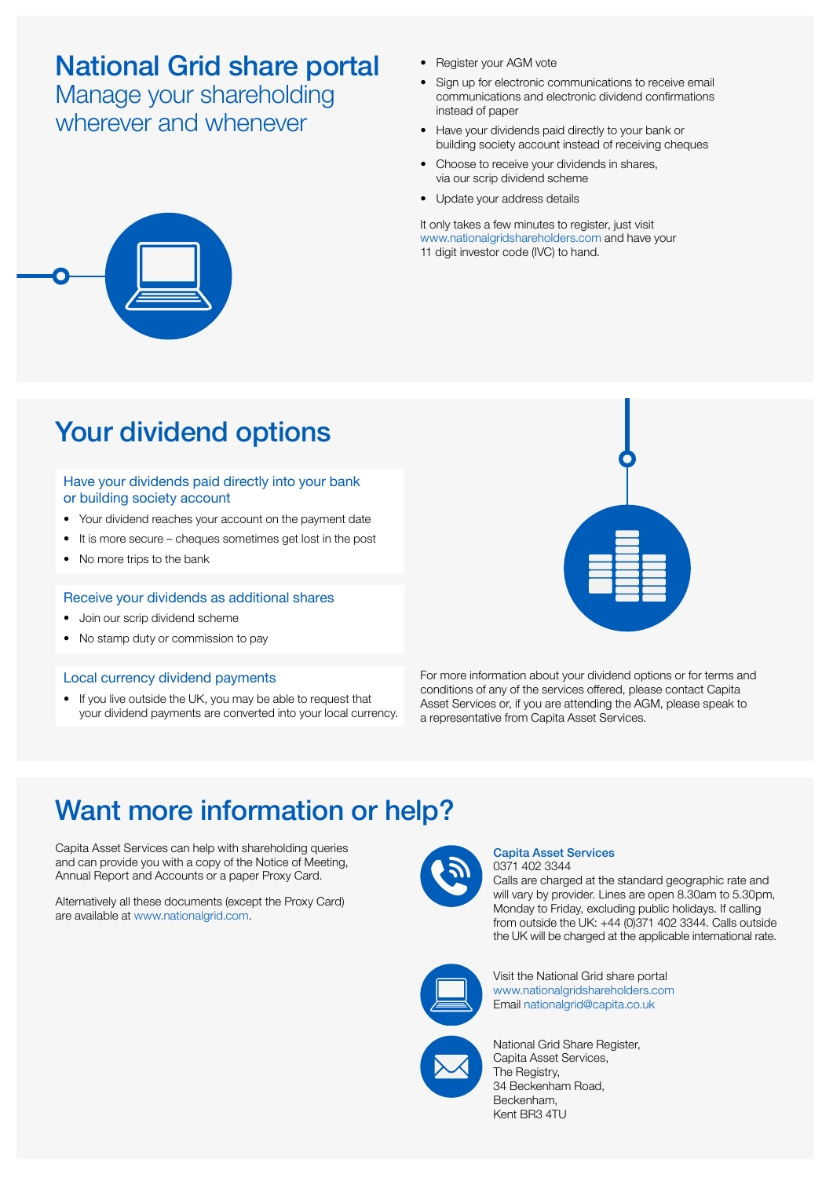# National Grid share portal

## Manage your shareholding wherever and whenever

- Register your AGM vote
- Sign up for electronic communications to receive email communications and electronic dividend confirmations instead of paper
- Have your dividends paid directly to your bank or building society account instead of receiving cheques
- Choose to receive your dividends in shares, via our scrip dividend scheme
- Update your address details

It only takes a few minutes to register, just visit www.nationalgridshareholders.com and have your 11 digit investor code (IVC) to hand.

# Your dividend options

### Have your dividends paid directly into your bank or building society account

- Your dividend reaches your account on the payment date
- It is more secure – cheques sometimes get lost in the post
- No more trips to the bank

### Receive your dividends as additional shares

- Join our scrip dividend scheme
- No stamp duty or commission to pay

### Local currency dividend payments

- If you live outside the UK, you may be able to request that your dividend payments are converted into your local currency.

For more information about your dividend options or for terms and conditions of any of the services offered, please contact Capita Asset Services or, if you are attending the AGM, please speak to a representative from Capita Asset Services.

# Want more information or help?

Capita Asset Services can help with shareholding queries and can provide you with a copy of the Notice of Meeting, Annual Report and Accounts or a paper Proxy Card.

Alternatively all these documents (except the Proxy Card) are available at www.nationalgrid.com.

**Capita Asset Services**
0371 402 3344
Calls are charged at the standard geographic rate and will vary by provider. Lines are open 8.30am to 5.30pm, Monday to Friday, excluding public holidays. If calling from outside the UK: +44 (0)371 402 3344. Calls outside the UK will be charged at the applicable international rate.

Visit the National Grid share portal
www.nationalgridshareholders.com
Email nationalgrid@capita.co.uk

National Grid Share Register,
Capita Asset Services,
The Registry,
34 Beckenham Road,
Beckenham,
Kent BR3 4TU